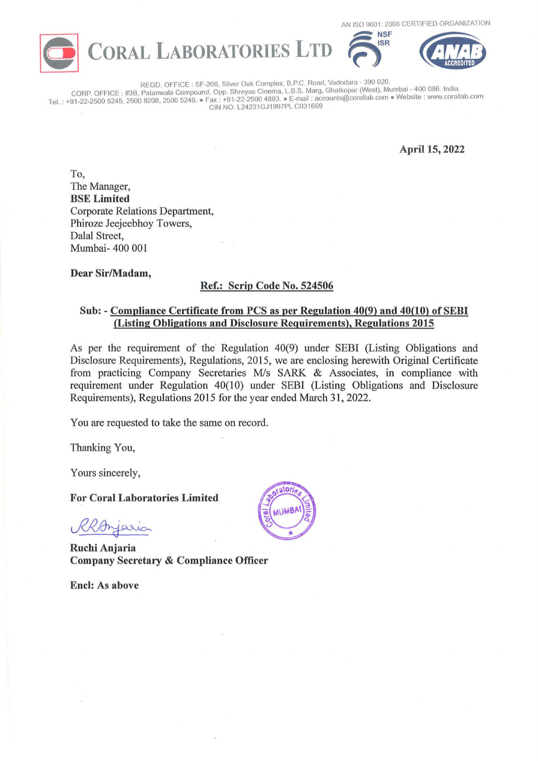AN ISO 9001: 2008 CERTIFIED ORGANIZATION

# CORAL LABORATORIES LTD

REGD. OFFICE : SF-206, Silver Oak Complex, B.P.C. Road, Vadodara - 390 020.
CORP. OFFICE : #3B, Patanwala Compound, Opp. Shreyas Cinema, L.B.S. Marg, Ghatkopar (West), Mumbai - 400 086. India.
Tel. : +91-22-2500 5245, 2500 8208, 2500 5246. • Fax : +91-22-2500 4893. • E-mail : accounts@corallab.com • Website : www.corallab.com
CIN NO. L24231GJ1997PL C031669

**April 15, 2022**

To,
The Manager,
**BSE Limited**
Corporate Relations Department,
Phiroze Jeejeebhoy Towers,
Dalal Street,
Mumbai- 400 001

**Dear Sir/Madam,**

**Ref.: Scrip Code No. 524506**

**Sub: - Compliance Certificate from PCS as per Regulation 40(9) and 40(10) of SEBI (Listing Obligations and Disclosure Requirements), Regulations 2015**

As per the requirement of the Regulation 40(9) under SEBI (Listing Obligations and Disclosure Requirements), Regulations, 2015, we are enclosing herewith Original Certificate from practicing Company Secretaries M/s SARK & Associates, in compliance with requirement under Regulation 40(10) under SEBI (Listing Obligations and Disclosure Requirements), Regulations 2015 for the year ended March 31, 2022.

You are requested to take the same on record.

Thanking You,

Yours sincerely,

**For Coral Laboratories Limited**

**Ruchi Anjaria**
**Company Secretary & Compliance Officer**

**Encl: As above**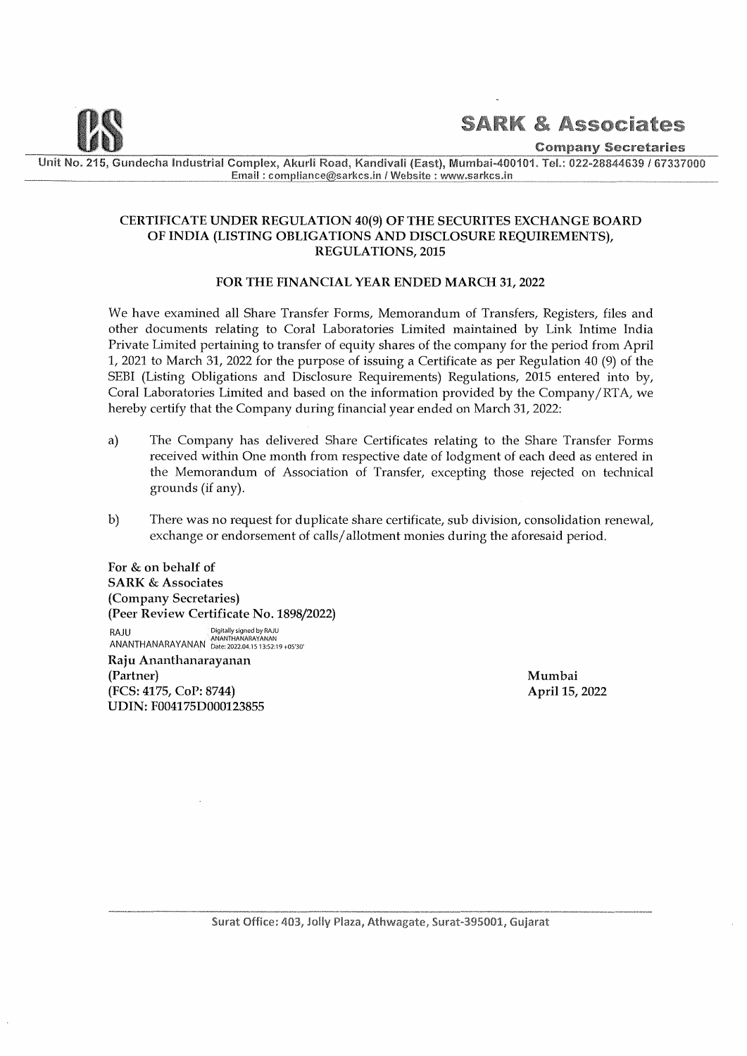**SARK & Associates**

**Company Secretaries**

Unit No. 215, Gundecha Industrial Complex, Akurli Road, Kandivali (East), Mumbai-400101. Tel.: 022-28844639 / 67337000
Email : compliance@sarkcs.in / Website : www.sarkcs.in

## CERTIFICATE UNDER REGULATION 40(9) OF THE SECURITES EXCHANGE BOARD OF INDIA (LISTING OBLIGATIONS AND DISCLOSURE REQUIREMENTS), REGULATIONS, 2015

### FOR THE FINANCIAL YEAR ENDED MARCH 31, 2022

We have examined all Share Transfer Forms, Memorandum of Transfers, Registers, files and other documents relating to Coral Laboratories Limited maintained by Link Intime India Private Limited pertaining to transfer of equity shares of the company for the period from April 1, 2021 to March 31, 2022 for the purpose of issuing a Certificate as per Regulation 40 (9) of the SEBI (Listing Obligations and Disclosure Requirements) Regulations, 2015 entered into by, Coral Laboratories Limited and based on the information provided by the Company/RTA, we hereby certify that the Company during financial year ended on March 31, 2022:

a) The Company has delivered Share Certificates relating to the Share Transfer Forms received within One month from respective date of lodgment of each deed as entered in the Memorandum of Association of Transfer, excepting those rejected on technical grounds (if any).

b) There was no request for duplicate share certificate, sub division, consolidation renewal, exchange or endorsement of calls/allotment monies during the aforesaid period.

**For & on behalf of**
**SARK & Associates**
**(Company Secretaries)**
**(Peer Review Certificate No. 1898/2022)**

RAJU ANANTHANARAYANAN Digitally signed by RAJU ANANTHANARAYANAN Date: 2022.04.15 13:52:19 +05'30'

**Raju Ananthanarayanan**
**(Partner)**
**(FCS: 4175, CoP: 8744)**
**UDIN: F004175D000123855**

**Mumbai**
**April 15, 2022**

Surat Office: 403, Jolly Plaza, Athwagate, Surat-395001, Gujarat